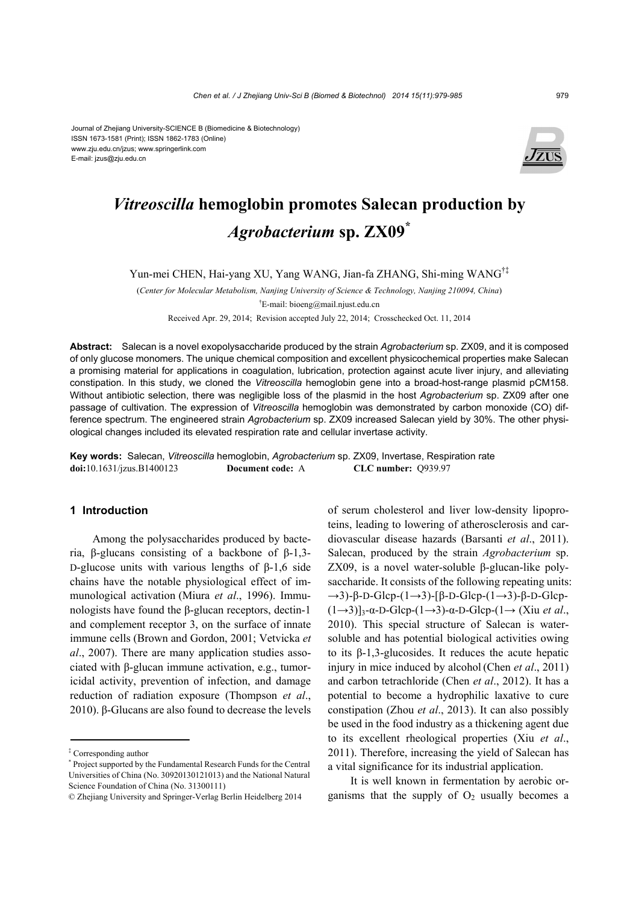Journal of Zhejiang University-SCIENCE B (Biomedicine & Biotechnology)
ISSN 1673-1581 (Print); ISSN 1862-1783 (Online)
www.zju.edu.cn/jzus; www.springerlink.com
E-mail: jzus@zju.edu.cn

# *Vitreoscilla* hemoglobin promotes Salecan production by *Agrobacterium* sp. ZX09*

Yun-mei CHEN, Hai-yang XU, Yang WANG, Jian-fa ZHANG, Shi-ming WANG[†‡]

(*Center for Molecular Metabolism, Nanjing University of Science & Technology, Nanjing 210094, China*)

[†]E-mail: bioeng@mail.njust.edu.cn

Received Apr. 29, 2014; Revision accepted July 22, 2014; Crosschecked Oct. 11, 2014

**Abstract:** Salecan is a novel exopolysaccharide produced by the strain *Agrobacterium* sp. ZX09, and it is composed of only glucose monomers. The unique chemical composition and excellent physicochemical properties make Salecan a promising material for applications in coagulation, lubrication, protection against acute liver injury, and alleviating constipation. In this study, we cloned the *Vitreoscilla* hemoglobin gene into a broad-host-range plasmid pCM158. Without antibiotic selection, there was negligible loss of the plasmid in the host *Agrobacterium* sp. ZX09 after one passage of cultivation. The expression of *Vitreoscilla* hemoglobin was demonstrated by carbon monoxide (CO) difference spectrum. The engineered strain *Agrobacterium* sp. ZX09 increased Salecan yield by 30%. The other physiological changes included its elevated respiration rate and cellular invertase activity.

**Key words:** Salecan, *Vitreoscilla* hemoglobin, *Agrobacterium* sp. ZX09, Invertase, Respiration rate
**doi:**10.1631/jzus.B1400123 **Document code:** A **CLC number:** Q939.97

## 1 Introduction

Among the polysaccharides produced by bacteria, β-glucans consisting of a backbone of β-1,3-D-glucose units with various lengths of β-1,6 side chains have the notable physiological effect of immunological activation (Miura *et al*., 1996). Immunologists have found the β-glucan receptors, dectin-1 and complement receptor 3, on the surface of innate immune cells (Brown and Gordon, 2001; Vetvicka *et al*., 2007). There are many application studies associated with β-glucan immune activation, e.g., tumoricidal activity, prevention of infection, and damage reduction of radiation exposure (Thompson *et al*., 2010). β-Glucans are also found to decrease the levels of serum cholesterol and liver low-density lipoproteins, leading to lowering of atherosclerosis and cardiovascular disease hazards (Barsanti *et al*., 2011). Salecan, produced by the strain *Agrobacterium* sp. ZX09, is a novel water-soluble β-glucan-like polysaccharide. It consists of the following repeating units: →3)-β-D-Glc*p*-(1→3)-[β-D-Glc*p*-(1→3)-β-D-Glc*p*-(1→3)]$_3$-α-D-Glc*p*-(1→3)-α-D-Glc*p*-(1→ (Xiu *et al*., 2010). This special structure of Salecan is water-soluble and has potential biological activities owing to its β-1,3-glucosides. It reduces the acute hepatic injury in mice induced by alcohol (Chen *et al*., 2011) and carbon tetrachloride (Chen *et al*., 2012). It has a potential to become a hydrophilic laxative to cure constipation (Zhou *et al*., 2013). It can also possibly be used in the food industry as a thickening agent due to its excellent rheological properties (Xiu *et al*., 2011). Therefore, increasing the yield of Salecan has a vital significance for its industrial application.

It is well known in fermentation by aerobic organisms that the supply of $O_2$ usually becomes a

---

[‡] Corresponding author

[*] Project supported by the Fundamental Research Funds for the Central Universities of China (No. 30920130121013) and the National Natural Science Foundation of China (No. 31300111)

© Zhejiang University and Springer-Verlag Berlin Heidelberg 2014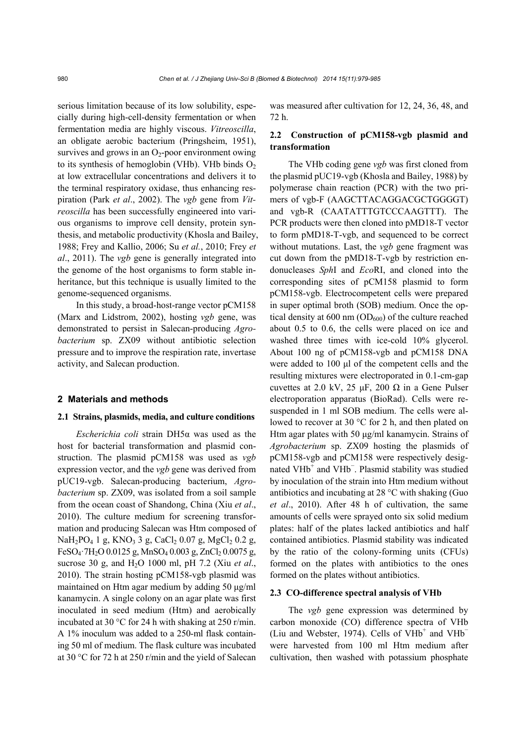serious limitation because of its low solubility, especially during high-cell-density fermentation or when fermentation media are highly viscous. *Vitreoscilla*, an obligate aerobic bacterium (Pringsheim, 1951), survives and grows in an $O_2$-poor environment owing to its synthesis of hemoglobin (VHb). VHb binds $O_2$ at low extracellular concentrations and delivers it to the terminal respiratory oxidase, thus enhancing respiration (Park *et al*., 2002). The *vgb* gene from *Vitreoscilla* has been successfully engineered into various organisms to improve cell density, protein synthesis, and metabolic productivity (Khosla and Bailey, 1988; Frey and Kallio, 2006; Su *et al.*, 2010; Frey *et al*., 2011). The *vgb* gene is generally integrated into the genome of the host organisms to form stable inheritance, but this technique is usually limited to the genome-sequenced organisms.

In this study, a broad-host-range vector pCM158 (Marx and Lidstrom, 2002), hosting *vgb* gene, was demonstrated to persist in Salecan-producing *Agrobacterium* sp. ZX09 without antibiotic selection pressure and to improve the respiration rate, invertase activity, and Salecan production.

## 2 Materials and methods

### 2.1 Strains, plasmids, media, and culture conditions

*Escherichia coli* strain DH5α was used as the host for bacterial transformation and plasmid construction. The plasmid pCM158 was used as *vgb* expression vector, and the *vgb* gene was derived from pUC19-vgb. Salecan-producing bacterium, *Agrobacterium* sp. ZX09, was isolated from a soil sample from the ocean coast of Shandong, China (Xiu *et al*., 2010). The culture medium for screening transformation and producing Salecan was Htm composed of $NaH_2PO_4$ 1 g, $KNO_3$ 3 g, $CaCl_2$ 0.07 g, $MgCl_2$ 0.2 g, $FeSO_4 \cdot 7H_2O$ 0.0125 g, $MnSO_4$ 0.003 g, $ZnCl_2$ 0.0075 g, sucrose 30 g, and $H_2O$ 1000 ml, pH 7.2 (Xiu *et al*., 2010). The strain hosting pCM158-vgb plasmid was maintained on Htm agar medium by adding 50 μg/ml kanamycin. A single colony on an agar plate was first inoculated in seed medium (Htm) and aerobically incubated at 30 °C for 24 h with shaking at 250 r/min. A 1% inoculum was added to a 250-ml flask containing 50 ml of medium. The flask culture was incubated at 30 °C for 72 h at 250 r/min and the yield of Salecan was measured after cultivation for 12, 24, 36, 48, and 72 h.

### 2.2 Construction of pCM158-vgb plasmid and transformation

The VHb coding gene *vgb* was first cloned from the plasmid pUC19-vgb (Khosla and Bailey, 1988) by polymerase chain reaction (PCR) with the two primers of vgb-F (AAGCTTACAGGACGCTGGGGT) and vgb-R (CAATATTTGTCCCAAGTTT). The PCR products were then cloned into pMD18-T vector to form pMD18-T-vgb, and sequenced to be correct without mutations. Last, the *vgb* gene fragment was cut down from the pMD18-T-vgb by restriction endonucleases *Sph*I and *Eco*RI, and cloned into the corresponding sites of pCM158 plasmid to form pCM158-vgb. Electrocompetent cells were prepared in super optimal broth (SOB) medium. Once the optical density at 600 nm ($OD_{600}$) of the culture reached about 0.5 to 0.6, the cells were placed on ice and washed three times with ice-cold 10% glycerol. About 100 ng of pCM158-vgb and pCM158 DNA were added to 100 μl of the competent cells and the resulting mixtures were electroporated in 0.1-cm-gap cuvettes at 2.0 kV, 25 μF, 200 Ω in a Gene Pulser electroporation apparatus (BioRad). Cells were resuspended in 1 ml SOB medium. The cells were allowed to recover at 30 °C for 2 h, and then plated on Htm agar plates with 50 μg/ml kanamycin. Strains of *Agrobacterium* sp. ZX09 hosting the plasmids of pCM158-vgb and pCM158 were respectively designated $VHb^+$ and $VHb^-$. Plasmid stability was studied by inoculation of the strain into Htm medium without antibiotics and incubating at 28 °C with shaking (Guo *et al*., 2010). After 48 h of cultivation, the same amounts of cells were sprayed onto six solid medium plates: half of the plates lacked antibiotics and half contained antibiotics. Plasmid stability was indicated by the ratio of the colony-forming units (CFUs) formed on the plates with antibiotics to the ones formed on the plates without antibiotics.

### 2.3 CO-difference spectral analysis of VHb

The *vgb* gene expression was determined by carbon monoxide (CO) difference spectra of VHb (Liu and Webster, 1974). Cells of $VHb^+$ and $VHb^-$ were harvested from 100 ml Htm medium after cultivation, then washed with potassium phosphate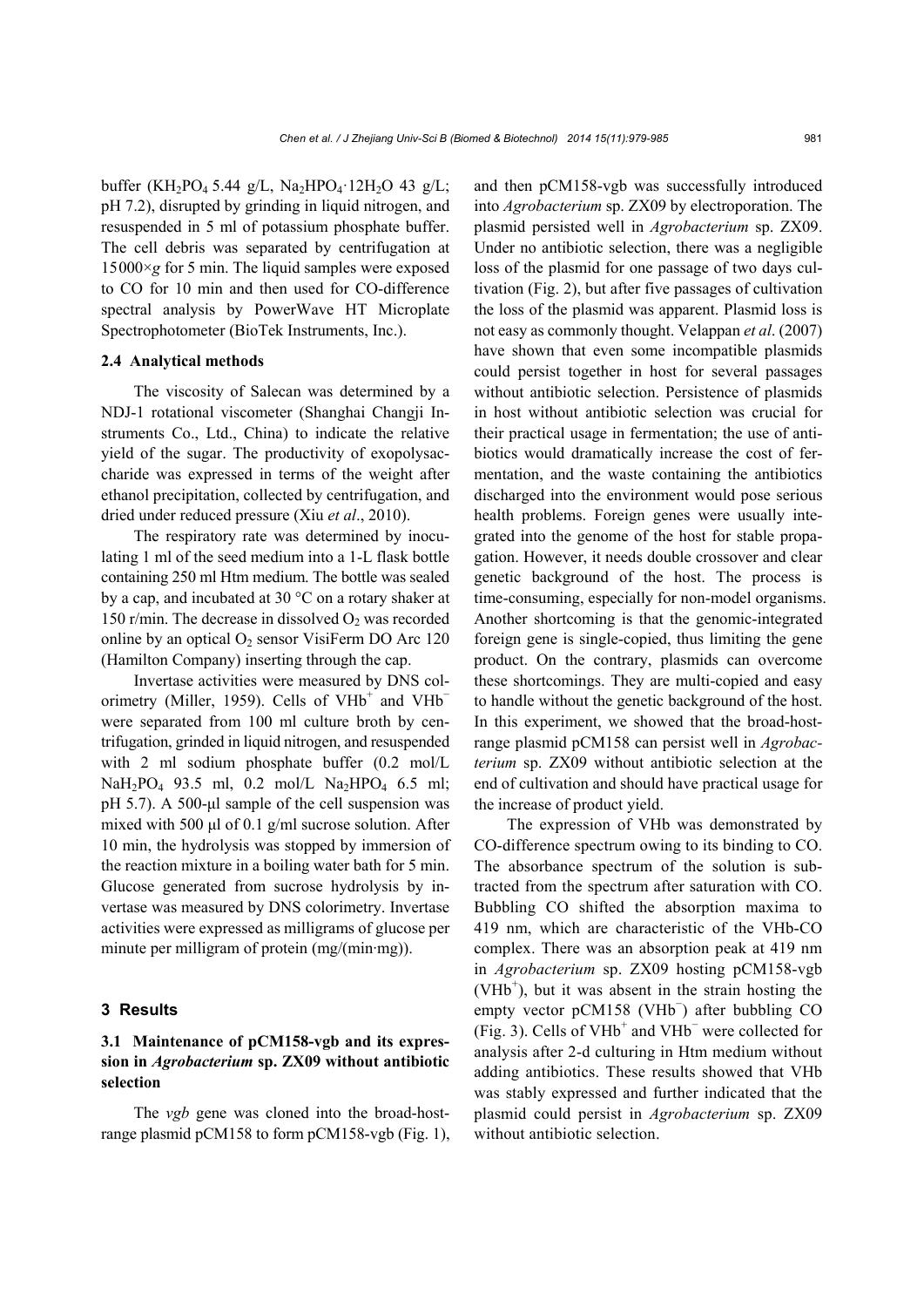buffer ($KH_2PO_4$ 5.44 g/L, $Na_2HPO_4 \cdot 12H_2O$ 43 g/L; pH 7.2), disrupted by grinding in liquid nitrogen, and resuspended in 5 ml of potassium phosphate buffer. The cell debris was separated by centrifugation at 15000×*g* for 5 min. The liquid samples were exposed to CO for 10 min and then used for CO-difference spectral analysis by PowerWave HT Microplate Spectrophotometer (BioTek Instruments, Inc.).

### 2.4 Analytical methods

The viscosity of Salecan was determined by a NDJ-1 rotational viscometer (Shanghai Changji Instruments Co., Ltd., China) to indicate the relative yield of the sugar. The productivity of exopolysaccharide was expressed in terms of the weight after ethanol precipitation, collected by centrifugation, and dried under reduced pressure (Xiu *et al*., 2010).

The respiratory rate was determined by inoculating 1 ml of the seed medium into a 1-L flask bottle containing 250 ml Htm medium. The bottle was sealed by a cap, and incubated at 30 °C on a rotary shaker at 150 r/min. The decrease in dissolved $O_2$ was recorded online by an optical $O_2$ sensor VisiFerm DO Arc 120 (Hamilton Company) inserting through the cap.

Invertase activities were measured by DNS colorimetry (Miller, 1959). Cells of $VHb^+$ and $VHb^-$ were separated from 100 ml culture broth by centrifugation, grinded in liquid nitrogen, and resuspended with 2 ml sodium phosphate buffer (0.2 mol/L $NaH_2PO_4$ 93.5 ml, 0.2 mol/L $Na_2HPO_4$ 6.5 ml; pH 5.7). A 500-μl sample of the cell suspension was mixed with 500 μl of 0.1 g/ml sucrose solution. After 10 min, the hydrolysis was stopped by immersion of the reaction mixture in a boiling water bath for 5 min. Glucose generated from sucrose hydrolysis by invertase was measured by DNS colorimetry. Invertase activities were expressed as milligrams of glucose per minute per milligram of protein (mg/(min·mg)).

## 3 Results

### 3.1 Maintenance of pCM158-vgb and its expression in *Agrobacterium* sp. ZX09 without antibiotic selection

The *vgb* gene was cloned into the broad-host-range plasmid pCM158 to form pCM158-vgb (Fig. 1), and then pCM158-vgb was successfully introduced into *Agrobacterium* sp. ZX09 by electroporation. The plasmid persisted well in *Agrobacterium* sp. ZX09. Under no antibiotic selection, there was a negligible loss of the plasmid for one passage of two days cultivation (Fig. 2), but after five passages of cultivation the loss of the plasmid was apparent. Plasmid loss is not easy as commonly thought. Velappan *et al*. (2007) have shown that even some incompatible plasmids could persist together in host for several passages without antibiotic selection. Persistence of plasmids in host without antibiotic selection was crucial for their practical usage in fermentation; the use of antibiotics would dramatically increase the cost of fermentation, and the waste containing the antibiotics discharged into the environment would pose serious health problems. Foreign genes were usually integrated into the genome of the host for stable propagation. However, it needs double crossover and clear genetic background of the host. The process is time-consuming, especially for non-model organisms. Another shortcoming is that the genomic-integrated foreign gene is single-copied, thus limiting the gene product. On the contrary, plasmids can overcome these shortcomings. They are multi-copied and easy to handle without the genetic background of the host. In this experiment, we showed that the broad-host-range plasmid pCM158 can persist well in *Agrobacterium* sp. ZX09 without antibiotic selection at the end of cultivation and should have practical usage for the increase of product yield.

The expression of VHb was demonstrated by CO-difference spectrum owing to its binding to CO. The absorbance spectrum of the solution is subtracted from the spectrum after saturation with CO. Bubbling CO shifted the absorption maxima to 419 nm, which are characteristic of the VHb-CO complex. There was an absorption peak at 419 nm in *Agrobacterium* sp. ZX09 hosting pCM158-vgb ($VHb^+$), but it was absent in the strain hosting the empty vector pCM158 ($VHb^-$) after bubbling CO (Fig. 3). Cells of $VHb^+$ and $VHb^-$ were collected for analysis after 2-d culturing in Htm medium without adding antibiotics. These results showed that VHb was stably expressed and further indicated that the plasmid could persist in *Agrobacterium* sp. ZX09 without antibiotic selection.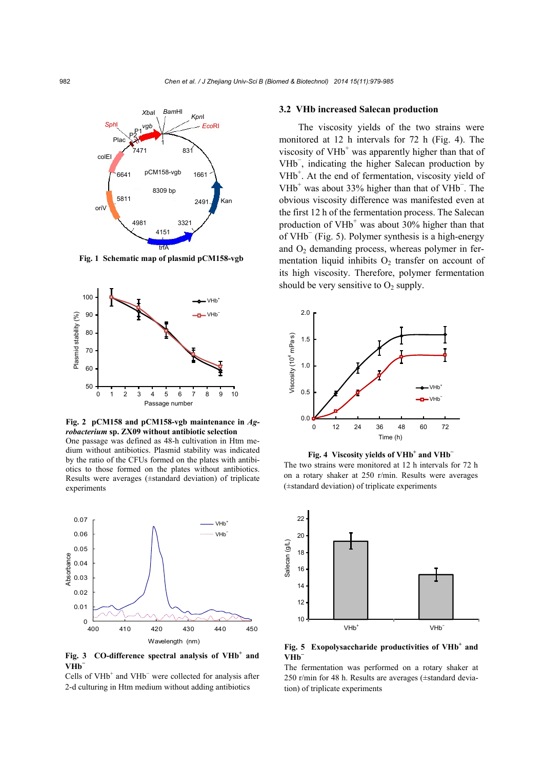**Fig. 1 Schematic map of plasmid pCM158-vgb**

**Fig. 2 pCM158 and pCM158-vgb maintenance in *Agrobacterium* sp. ZX09 without antibiotic selection**

One passage was defined as 48-h cultivation in Htm medium without antibiotics. Plasmid stability was indicated by the ratio of the CFUs formed on the plates with antibiotics to those formed on the plates without antibiotics. Results were averages (±standard deviation) of triplicate experiments

**Fig. 3 CO-difference spectral analysis of VHb$^+$ and VHb$^-$**

Cells of VHb$^+$ and VHb$^-$ were collected for analysis after 2-d culturing in Htm medium without adding antibiotics

### 3.2 VHb increased Salecan production

The viscosity yields of the two strains were monitored at 12 h intervals for 72 h (Fig. 4). The viscosity of VHb$^+$ was apparently higher than that of VHb$^-$, indicating the higher Salecan production by VHb$^+$. At the end of fermentation, viscosity yield of VHb$^+$ was about 33% higher than that of VHb$^-$. The obvious viscosity difference was manifested even at the first 12 h of the fermentation process. The Salecan production of VHb$^+$ was about 30% higher than that of VHb$^-$ (Fig. 5). Polymer synthesis is a high-energy and $O_2$ demanding process, whereas polymer in fermentation liquid inhibits $O_2$ transfer on account of its high viscosity. Therefore, polymer fermentation should be very sensitive to $O_2$ supply.

**Fig. 4 Viscosity yields of VHb$^+$ and VHb$^-$**

The two strains were monitored at 12 h intervals for 72 h on a rotary shaker at 250 r/min. Results were averages (±standard deviation) of triplicate experiments

**Fig. 5 Exopolysaccharide productivities of VHb$^+$ and VHb$^-$**

The fermentation was performed on a rotary shaker at 250 r/min for 48 h. Results are averages (±standard deviation) of triplicate experiments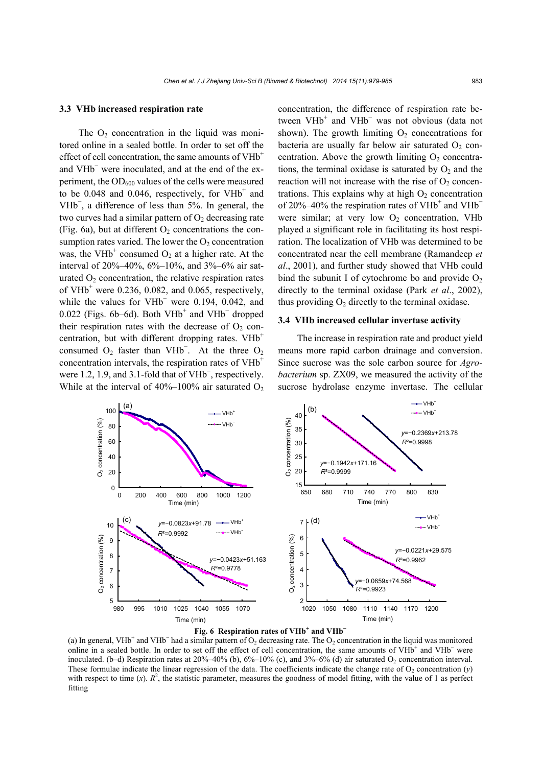### 3.3 VHb increased respiration rate

The $O_2$ concentration in the liquid was monitored online in a sealed bottle. In order to set off the effect of cell concentration, the same amounts of $VHb^+$ and $VHb^-$ were inoculated, and at the end of the experiment, the $OD_{600}$ values of the cells were measured to be 0.048 and 0.046, respectively, for $VHb^+$ and $VHb^-$, a difference of less than 5%. In general, the two curves had a similar pattern of $O_2$ decreasing rate (Fig. 6a), but at different $O_2$ concentrations the consumption rates varied. The lower the $O_2$ concentration was, the $VHb^+$ consumed $O_2$ at a higher rate. At the interval of 20%–40%, 6%–10%, and 3%–6% air saturated $O_2$ concentration, the relative respiration rates of $VHb^+$ were 0.236, 0.082, and 0.065, respectively, while the values for $VHb^-$ were 0.194, 0.042, and 0.022 (Figs. 6b–6d). Both $VHb^+$ and $VHb^-$ dropped their respiration rates with the decrease of $O_2$ concentration, but with different dropping rates. $VHb^+$ consumed $O_2$ faster than $VHb^-$. At the three $O_2$ concentration intervals, the respiration rates of $VHb^+$ were 1.2, 1.9, and 3.1-fold that of $VHb^-$, respectively. While at the interval of 40%–100% air saturated $O_2$ concentration, the difference of respiration rate between $VHb^+$ and $VHb^-$ was not obvious (data not shown). The growth limiting $O_2$ concentrations for bacteria are usually far below air saturated $O_2$ concentration. Above the growth limiting $O_2$ concentrations, the terminal oxidase is saturated by $O_2$ and the reaction will not increase with the rise of $O_2$ concentrations. This explains why at high $O_2$ concentration of 20%–40% the respiration rates of $VHb^+$ and $VHb^-$ were similar; at very low $O_2$ concentration, VHb played a significant role in facilitating its host respiration. The localization of VHb was determined to be concentrated near the cell membrane (Ramandeep *et al*., 2001), and further study showed that VHb could bind the subunit I of cytochrome bo and provide $O_2$ directly to the terminal oxidase (Park *et al*., 2002), thus providing $O_2$ directly to the terminal oxidase.

### 3.4 VHb increased cellular invertase activity

The increase in respiration rate and product yield means more rapid carbon drainage and conversion. Since sucrose was the sole carbon source for *Agrobacterium* sp. ZX09, we measured the activity of the sucrose hydrolase enzyme invertase. The cellular

**Fig. 6 Respiration rates of $VHb^+$ and $VHb^-$**

(a) In general, $VHb^+$ and $VHb^-$ had a similar pattern of $O_2$ decreasing rate. The $O_2$ concentration in the liquid was monitored online in a sealed bottle. In order to set off the effect of cell concentration, the same amounts of $VHb^+$ and $VHb^-$ were inoculated. (b–d) Respiration rates at 20%–40% (b), 6%–10% (c), and 3%–6% (d) air saturated $O_2$ concentration interval. These formulae indicate the linear regression of the data. The coefficients indicate the change rate of $O_2$ concentration ($y$) with respect to time ($x$). $R^2$, the statistic parameter, measures the goodness of model fitting, with the value of 1 as perfect fitting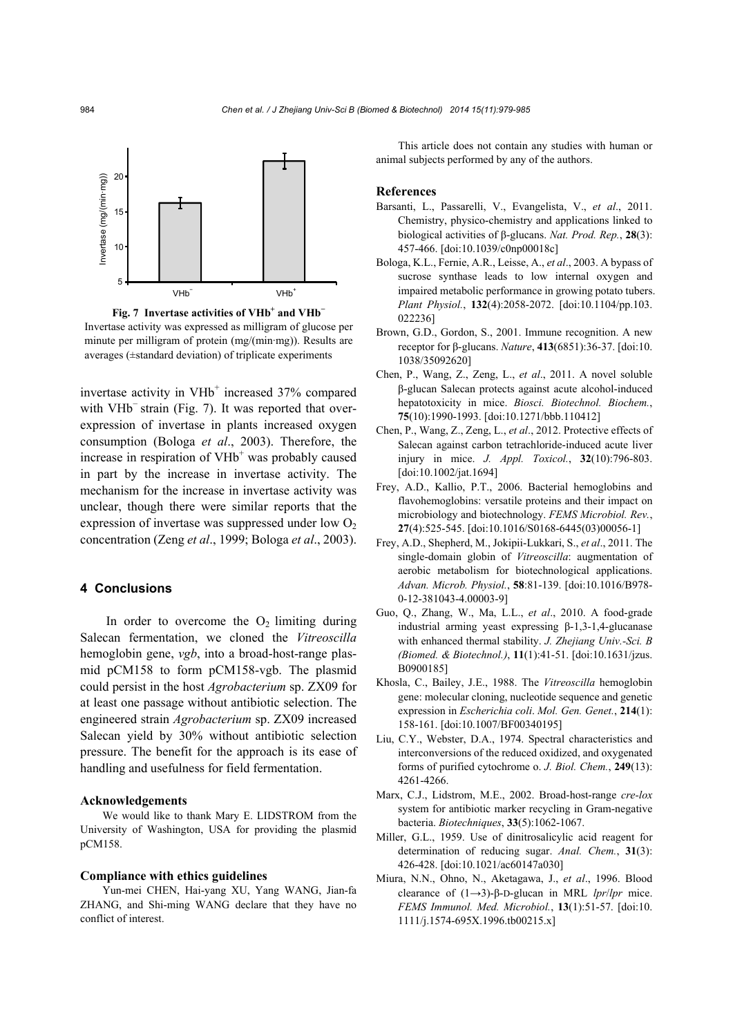**Fig. 7 Invertase activities of $VHb^+$ and $VHb^-$**

Invertase activity was expressed as milligram of glucose per minute per milligram of protein (mg/(min·mg)). Results are averages (±standard deviation) of triplicate experiments

invertase activity in $VHb^+$ increased 37% compared with $VHb^-$ strain (Fig. 7). It was reported that overexpression of invertase in plants increased oxygen consumption (Bologa *et al*., 2003). Therefore, the increase in respiration of $VHb^+$ was probably caused in part by the increase in invertase activity. The mechanism for the increase in invertase activity was unclear, though there were similar reports that the expression of invertase was suppressed under low $O_2$ concentration (Zeng *et al*., 1999; Bologa *et al*., 2003).

## 4 Conclusions

In order to overcome the $O_2$ limiting during Salecan fermentation, we cloned the *Vitreoscilla* hemoglobin gene, *vgb*, into a broad-host-range plasmid pCM158 to form pCM158-vgb. The plasmid could persist in the host *Agrobacterium* sp. ZX09 for at least one passage without antibiotic selection. The engineered strain *Agrobacterium* sp. ZX09 increased Salecan yield by 30% without antibiotic selection pressure. The benefit for the approach is its ease of handling and usefulness for field fermentation.

### Acknowledgements

We would like to thank Mary E. LIDSTROM from the University of Washington, USA for providing the plasmid pCM158.

### Compliance with ethics guidelines

Yun-mei CHEN, Hai-yang XU, Yang WANG, Jian-fa ZHANG, and Shi-ming WANG declare that they have no conflict of interest.

This article does not contain any studies with human or animal subjects performed by any of the authors.

### References

Barsanti, L., Passarelli, V., Evangelista, V., *et al*., 2011. Chemistry, physico-chemistry and applications linked to biological activities of β-glucans. *Nat. Prod. Rep.*, **28**(3): 457-466. [doi:10.1039/c0np00018c]

Bologa, K.L., Fernie, A.R., Leisse, A., *et al*., 2003. A bypass of sucrose synthase leads to low internal oxygen and impaired metabolic performance in growing potato tubers. *Plant Physiol.*, **132**(4):2058-2072. [doi:10.1104/pp.103.022236]

Brown, G.D., Gordon, S., 2001. Immune recognition. A new receptor for β-glucans. *Nature*, **413**(6851):36-37. [doi:10.1038/35092620]

Chen, P., Wang, Z., Zeng, L., *et al*., 2011. A novel soluble β-glucan Salecan protects against acute alcohol-induced hepatotoxicity in mice. *Biosci. Biotechnol. Biochem.*, **75**(10):1990-1993. [doi:10.1271/bbb.110412]

Chen, P., Wang, Z., Zeng, L., *et al*., 2012. Protective effects of Salecan against carbon tetrachloride-induced acute liver injury in mice. *J. Appl. Toxicol.*, **32**(10):796-803. [doi:10.1002/jat.1694]

Frey, A.D., Kallio, P.T., 2006. Bacterial hemoglobins and flavohemoglobins: versatile proteins and their impact on microbiology and biotechnology. *FEMS Microbiol. Rev.*, **27**(4):525-545. [doi:10.1016/S0168-6445(03)00056-1]

Frey, A.D., Shepherd, M., Jokipii-Lukkari, S., *et al*., 2011. The single-domain globin of *Vitreoscilla*: augmentation of aerobic metabolism for biotechnological applications. *Advan. Microb. Physiol.*, **58**:81-139. [doi:10.1016/B978-0-12-381043-4.00003-9]

Guo, Q., Zhang, W., Ma, L.L., *et al*., 2010. A food-grade industrial arming yeast expressing β-1,3-1,4-glucanase with enhanced thermal stability. *J. Zhejiang Univ.-Sci. B (Biomed. & Biotechnol.)*, **11**(1):41-51. [doi:10.1631/jzus.B0900185]

Khosla, C., Bailey, J.E., 1988. The *Vitreoscilla* hemoglobin gene: molecular cloning, nucleotide sequence and genetic expression in *Escherichia coli*. *Mol. Gen. Genet.*, **214**(1): 158-161. [doi:10.1007/BF00340195]

Liu, C.Y., Webster, D.A., 1974. Spectral characteristics and interconversions of the reduced oxidized, and oxygenated forms of purified cytochrome o. *J. Biol. Chem.*, **249**(13): 4261-4266.

Marx, C.J., Lidstrom, M.E., 2002. Broad-host-range *cre-lox* system for antibiotic marker recycling in Gram-negative bacteria. *Biotechniques*, **33**(5):1062-1067.

Miller, G.L., 1959. Use of dinitrosalicylic acid reagent for determination of reducing sugar. *Anal. Chem.*, **31**(3): 426-428. [doi:10.1021/ac60147a030]

Miura, N.N., Ohno, N., Aketagawa, J., *et al*., 1996. Blood clearance of (1→3)-β-D-glucan in MRL *lpr*/*lpr* mice. *FEMS Immunol. Med. Microbiol.*, **13**(1):51-57. [doi:10.1111/j.1574-695X.1996.tb00215.x]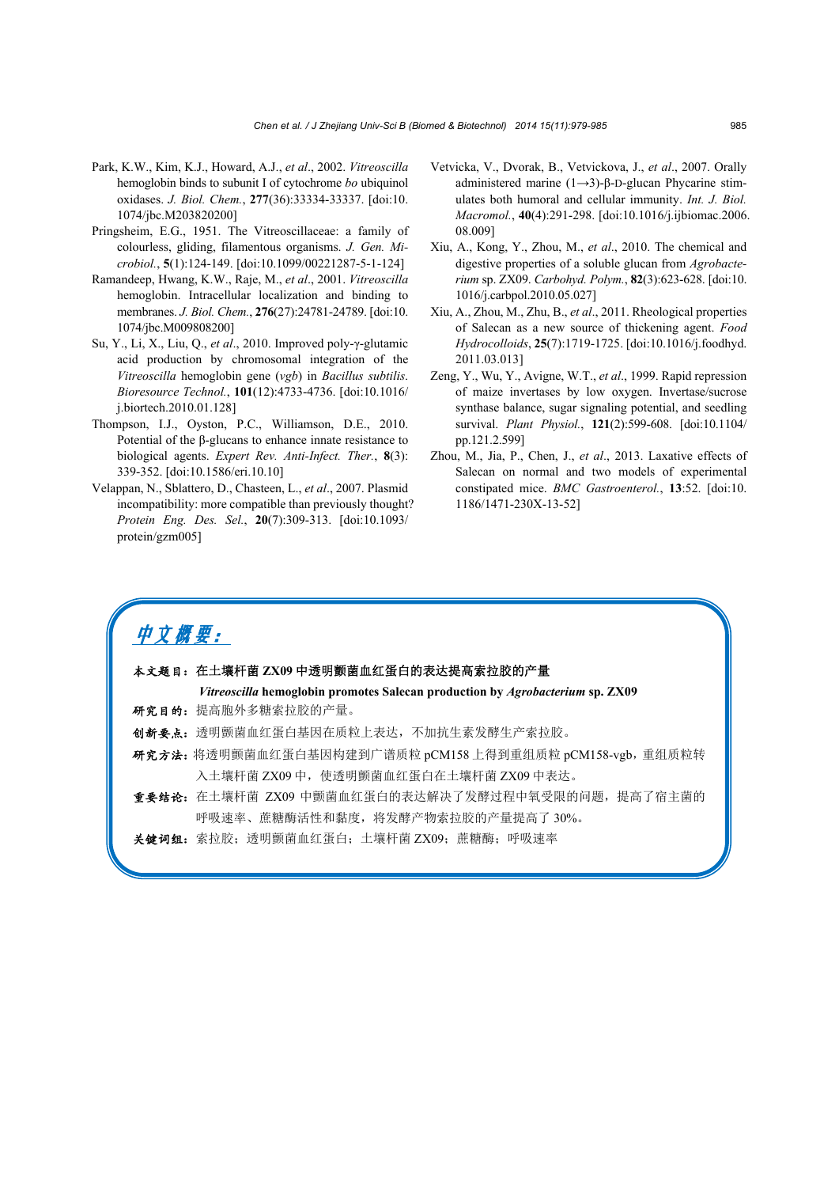Park, K.W., Kim, K.J., Howard, A.J., *et al*., 2002. *Vitreoscilla* hemoglobin binds to subunit I of cytochrome *bo* ubiquinol oxidases. *J. Biol. Chem.*, **277**(36):33334-33337. [doi:10.1074/jbc.M203820200]

Pringsheim, E.G., 1951. The Vitreoscillaceae: a family of colourless, gliding, filamentous organisms. *J. Gen. Microbiol.*, **5**(1):124-149. [doi:10.1099/00221287-5-1-124]

Ramandeep, Hwang, K.W., Raje, M., *et al*., 2001. *Vitreoscilla* hemoglobin. Intracellular localization and binding to membranes. *J. Biol. Chem.*, **276**(27):24781-24789. [doi:10.1074/jbc.M009808200]

Su, Y., Li, X., Liu, Q., *et al*., 2010. Improved poly-γ-glutamic acid production by chromosomal integration of the *Vitreoscilla* hemoglobin gene (*vgb*) in *Bacillus subtilis*. *Bioresource Technol.*, **101**(12):4733-4736. [doi:10.1016/j.biortech.2010.01.128]

Thompson, I.J., Oyston, P.C., Williamson, D.E., 2010. Potential of the β-glucans to enhance innate resistance to biological agents. *Expert Rev. Anti-Infect. Ther.*, **8**(3):339-352. [doi:10.1586/eri.10.10]

Velappan, N., Sblattero, D., Chasteen, L., *et al*., 2007. Plasmid incompatibility: more compatible than previously thought? *Protein Eng. Des. Sel.*, **20**(7):309-313. [doi:10.1093/protein/gzm005]

Vetvicka, V., Dvorak, B., Vetvickova, J., *et al*., 2007. Orally administered marine (1→3)-β-D-glucan Phycarine stimulates both humoral and cellular immunity. *Int. J. Biol. Macromol.*, **40**(4):291-298. [doi:10.1016/j.ijbiomac.2006.08.009]

Xiu, A., Kong, Y., Zhou, M., *et al*., 2010. The chemical and digestive properties of a soluble glucan from *Agrobacterium* sp. ZX09. *Carbohyd. Polym.*, **82**(3):623-628. [doi:10.1016/j.carbpol.2010.05.027]

Xiu, A., Zhou, M., Zhu, B., *et al*., 2011. Rheological properties of Salecan as a new source of thickening agent. *Food Hydrocolloids*, **25**(7):1719-1725. [doi:10.1016/j.foodhyd.2011.03.013]

Zeng, Y., Wu, Y., Avigne, W.T., *et al*., 1999. Rapid repression of maize invertases by low oxygen. Invertase/sucrose synthase balance, sugar signaling potential, and seedling survival. *Plant Physiol.*, **121**(2):599-608. [doi:10.1104/pp.121.2.599]

Zhou, M., Jia, P., Chen, J., *et al*., 2013. Laxative effects of Salecan on normal and two models of experimental constipated mice. *BMC Gastroenterol.*, **13**:52. [doi:10.1186/1471-230X-13-52]

## 中文概要：

**本文题目：**在土壤杆菌 ZX09 中透明颤菌血红蛋白的表达提高索拉胶的产量

***Vitreoscilla* hemoglobin promotes Salecan production by *Agrobacterium* sp. ZX09**

**研究目的：**提高胞外多糖索拉胶的产量。

**创新要点：**透明颤菌血红蛋白基因在质粒上表达，不加抗生素发酵生产索拉胶。

**研究方法：**将透明颤菌血红蛋白基因构建到广谱质粒 pCM158 上得到重组质粒 pCM158-vgb，重组质粒转入土壤杆菌 ZX09 中，使透明颤菌血红蛋白在土壤杆菌 ZX09 中表达。

**重要结论：**在土壤杆菌 ZX09 中颤菌血红蛋白的表达解决了发酵过程中氧受限的问题，提高了宿主菌的呼吸速率、蔗糖酶活性和黏度，将发酵产物索拉胶的产量提高了 30%。

**关键词组：**索拉胶；透明颤菌血红蛋白；土壤杆菌 ZX09；蔗糖酶；呼吸速率